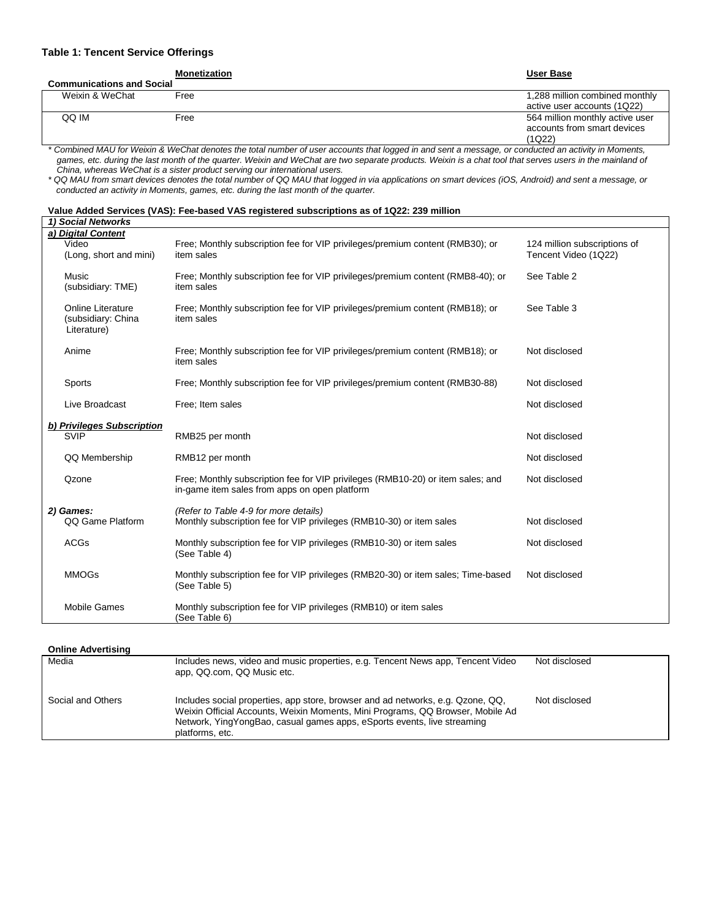### Table 1: Tencent Service Offerings

| Communications and Social | Monetization | User Base |
|---|---|---|
| Weixin & WeChat | Free | 1,288 million combined monthly active user accounts (1Q22) |
| QQ IM | Free | 564 million monthly active user accounts from smart devices (1Q22) |

*\* Combined MAU for Weixin & WeChat denotes the total number of user accounts that logged in and sent a message, or conducted an activity in Moments, games, etc. during the last month of the quarter. Weixin and WeChat are two separate products. Weixin is a chat tool that serves users in the mainland of China, whereas WeChat is a sister product serving our international users.*

*\* QQ MAU from smart devices denotes the total number of QQ MAU that logged in via applications on smart devices (iOS, Android) and sent a message, or conducted an activity in Moments, games, etc. during the last month of the quarter.*

**Value Added Services (VAS): Fee-based VAS registered subscriptions as of 1Q22: 239 million**

| | | |
|---|---|---|
| ***1) Social Networks*** | | |
| ***a) Digital Content*** | | |
| Video (Long, short and mini) | Free; Monthly subscription fee for VIP privileges/premium content (RMB30); or item sales | 124 million subscriptions of Tencent Video (1Q22) |
| Music (subsidiary: TME) | Free; Monthly subscription fee for VIP privileges/premium content (RMB8-40); or item sales | See Table 2 |
| Online Literature (subsidiary: China Literature) | Free; Monthly subscription fee for VIP privileges/premium content (RMB18); or item sales | See Table 3 |
| Anime | Free; Monthly subscription fee for VIP privileges/premium content (RMB18); or item sales | Not disclosed |
| Sports | Free; Monthly subscription fee for VIP privileges/premium content (RMB30-88) | Not disclosed |
| Live Broadcast | Free; Item sales | Not disclosed |
| ***b) Privileges Subscription*** | | |
| SVIP | RMB25 per month | Not disclosed |
| QQ Membership | RMB12 per month | Not disclosed |
| Qzone | Free; Monthly subscription fee for VIP privileges (RMB10-20) or item sales; and in-game item sales from apps on open platform | Not disclosed |
| ***2) Games:*** | *(Refer to Table 4-9 for more details)* | |
| QQ Game Platform | Monthly subscription fee for VIP privileges (RMB10-30) or item sales | Not disclosed |
| ACGs | Monthly subscription fee for VIP privileges (RMB10-30) or item sales (See Table 4) | Not disclosed |
| MMOGs | Monthly subscription fee for VIP privileges (RMB20-30) or item sales; Time-based (See Table 5) | Not disclosed |
| Mobile Games | Monthly subscription fee for VIP privileges (RMB10) or item sales (See Table 6) | |

**Online Advertising**

| | | |
|---|---|---|
| Media | Includes news, video and music properties, e.g. Tencent News app, Tencent Video app, QQ.com, QQ Music etc. | Not disclosed |
| Social and Others | Includes social properties, app store, browser and ad networks, e.g. Qzone, QQ, Weixin Official Accounts, Weixin Moments, Mini Programs, QQ Browser, Mobile Ad Network, YingYongBao, casual games apps, eSports events, live streaming platforms, etc. | Not disclosed |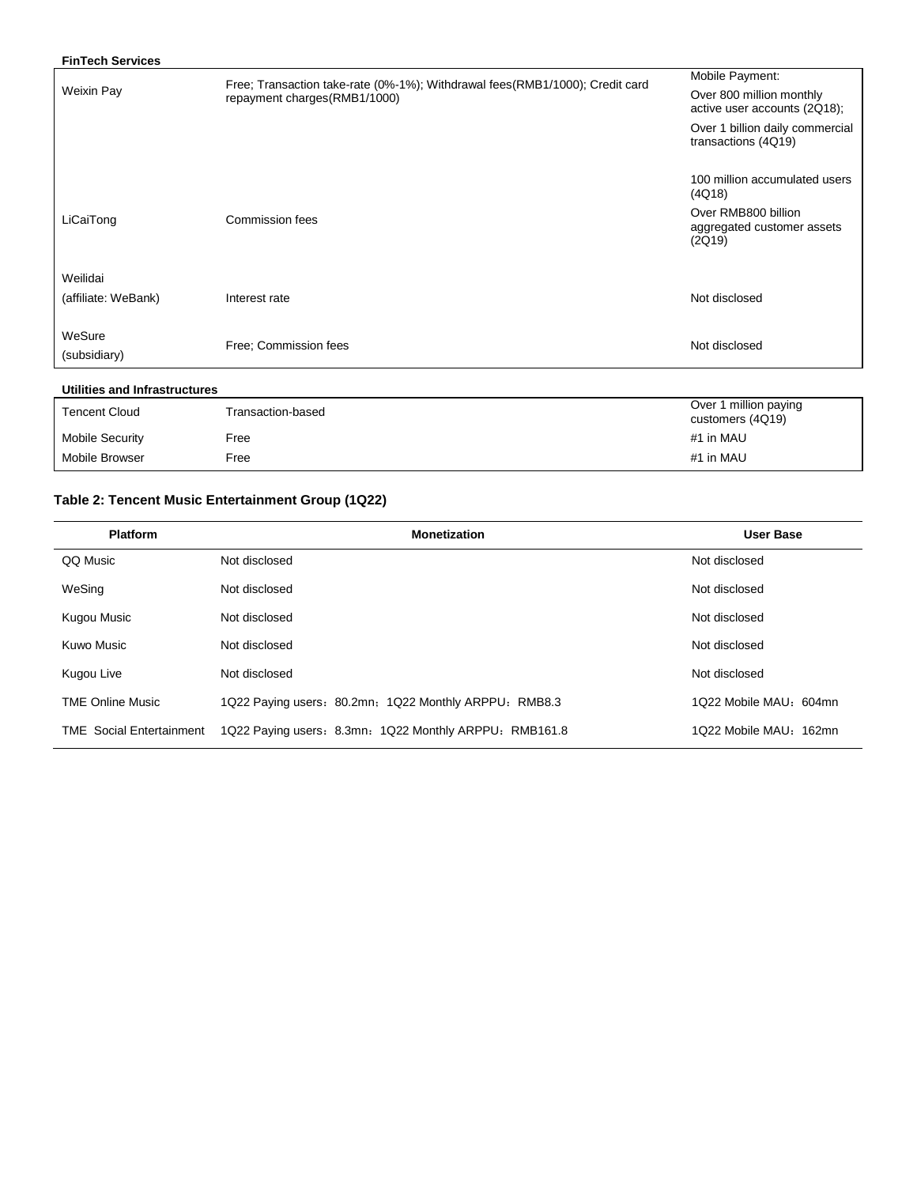**FinTech Services**

| | | |
|---|---|---|
| Weixin Pay | Free; Transaction take-rate (0%-1%); Withdrawal fees(RMB1/1000); Credit card repayment charges(RMB1/1000) | Mobile Payment: Over 800 million monthly active user accounts (2Q18); Over 1 billion daily commercial transactions (4Q19) |
| LiCaiTong | Commission fees | 100 million accumulated users (4Q18) Over RMB800 billion aggregated customer assets (2Q19) |
| Weilidai (affiliate: WeBank) | Interest rate | Not disclosed |
| WeSure (subsidiary) | Free; Commission fees | Not disclosed |

**Utilities and Infrastructures**

| | | |
|---|---|---|
| Tencent Cloud | Transaction-based | Over 1 million paying customers (4Q19) |
| Mobile Security | Free | #1 in MAU |
| Mobile Browser | Free | #1 in MAU |

**Table 2: Tencent Music Entertainment Group (1Q22)**

| Platform | Monetization | User Base |
|---|---|---|
| QQ Music | Not disclosed | Not disclosed |
| WeSing | Not disclosed | Not disclosed |
| Kugou Music | Not disclosed | Not disclosed |
| Kuwo Music | Not disclosed | Not disclosed |
| Kugou Live | Not disclosed | Not disclosed |
| TME Online Music | 1Q22 Paying users：80.2mn；1Q22 Monthly ARPPU：RMB8.3 | 1Q22 Mobile MAU：604mn |
| TME Social Entertainment | 1Q22 Paying users：8.3mn：1Q22 Monthly ARPPU：RMB161.8 | 1Q22 Mobile MAU：162mn |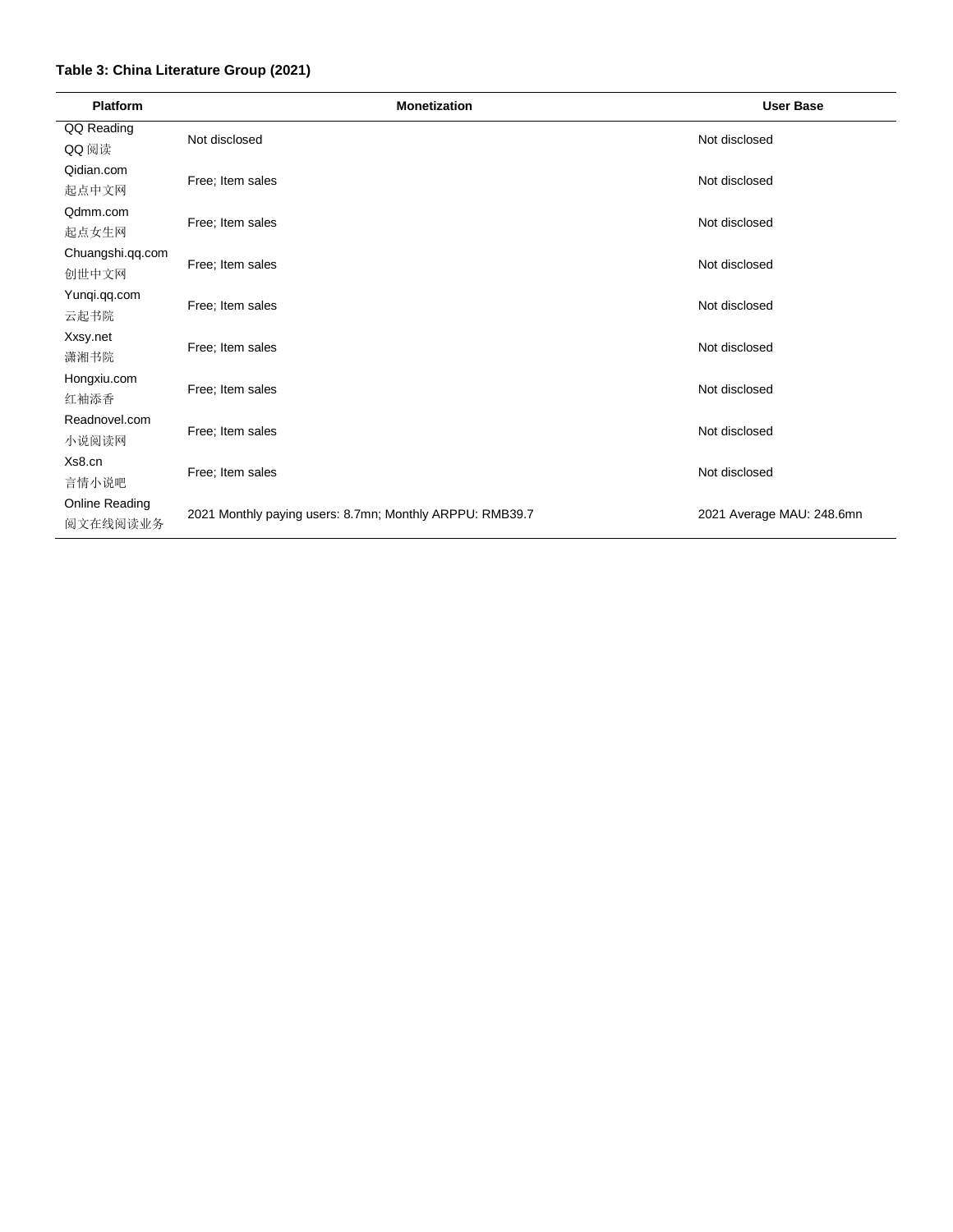**Table 3: China Literature Group (2021)**

| Platform | Monetization | User Base |
|---|---|---|
| QQ Reading<br>QQ 阅读 | Not disclosed | Not disclosed |
| Qidian.com<br>起点中文网 | Free; Item sales | Not disclosed |
| Qdmm.com<br>起点女生网 | Free; Item sales | Not disclosed |
| Chuangshi.qq.com<br>创世中文网 | Free; Item sales | Not disclosed |
| Yunqi.qq.com<br>云起书院 | Free; Item sales | Not disclosed |
| Xxsy.net<br>潇湘书院 | Free; Item sales | Not disclosed |
| Hongxiu.com<br>红袖添香 | Free; Item sales | Not disclosed |
| Readnovel.com<br>小说阅读网 | Free; Item sales | Not disclosed |
| Xs8.cn<br>言情小说吧 | Free; Item sales | Not disclosed |
| Online Reading<br>阅文在线阅读业务 | 2021 Monthly paying users: 8.7mn; Monthly ARPPU: RMB39.7 | 2021 Average MAU: 248.6mn |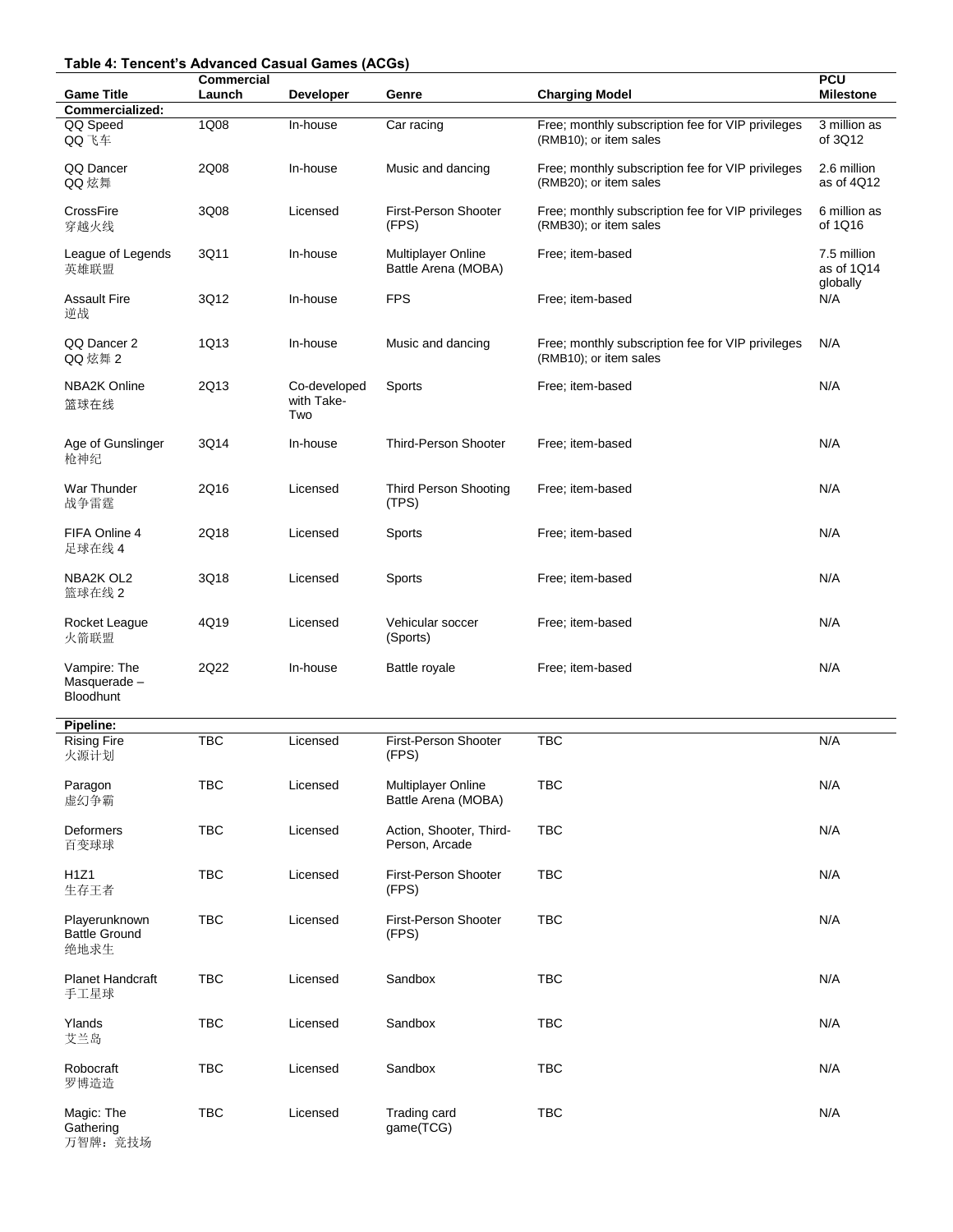**Table 4: Tencent's Advanced Casual Games (ACGs)**

| Game Title | Commercial Launch | Developer | Genre | Charging Model | PCU Milestone |
|---|---|---|---|---|---|
| **Commercialized:** | | | | | |
| QQ Speed<br>QQ 飞车 | 1Q08 | In-house | Car racing | Free; monthly subscription fee for VIP privileges (RMB10); or item sales | 3 million as of 3Q12 |
| QQ Dancer<br>QQ 炫舞 | 2Q08 | In-house | Music and dancing | Free; monthly subscription fee for VIP privileges (RMB20); or item sales | 2.6 million as of 4Q12 |
| CrossFire<br>穿越火线 | 3Q08 | Licensed | First-Person Shooter (FPS) | Free; monthly subscription fee for VIP privileges (RMB30); or item sales | 6 million as of 1Q16 |
| League of Legends<br>英雄联盟 | 3Q11 | In-house | Multiplayer Online Battle Arena (MOBA) | Free; item-based | 7.5 million as of 1Q14 globally |
| Assault Fire<br>逆战 | 3Q12 | In-house | FPS | Free; item-based | N/A |
| QQ Dancer 2<br>QQ 炫舞 2 | 1Q13 | In-house | Music and dancing | Free; monthly subscription fee for VIP privileges (RMB10); or item sales | N/A |
| NBA2K Online<br>篮球在线 | 2Q13 | Co-developed with Take-Two | Sports | Free; item-based | N/A |
| Age of Gunslinger<br>枪神纪 | 3Q14 | In-house | Third-Person Shooter | Free; item-based | N/A |
| War Thunder<br>战争雷霆 | 2Q16 | Licensed | Third Person Shooting (TPS) | Free; item-based | N/A |
| FIFA Online 4<br>足球在线 4 | 2Q18 | Licensed | Sports | Free; item-based | N/A |
| NBA2K OL2<br>篮球在线 2 | 3Q18 | Licensed | Sports | Free; item-based | N/A |
| Rocket League<br>火箭联盟 | 4Q19 | Licensed | Vehicular soccer (Sports) | Free; item-based | N/A |
| Vampire: The Masquerade – Bloodhunt | 2Q22 | In-house | Battle royale | Free; item-based | N/A |
| **Pipeline:** | | | | | |
| Rising Fire<br>火源计划 | TBC | Licensed | First-Person Shooter (FPS) | TBC | N/A |
| Paragon<br>虚幻争霸 | TBC | Licensed | Multiplayer Online Battle Arena (MOBA) | TBC | N/A |
| Deformers<br>百变球球 | TBC | Licensed | Action, Shooter, Third-Person, Arcade | TBC | N/A |
| H1Z1<br>生存王者 | TBC | Licensed | First-Person Shooter (FPS) | TBC | N/A |
| Playerunknown Battle Ground<br>绝地求生 | TBC | Licensed | First-Person Shooter (FPS) | TBC | N/A |
| Planet Handcraft<br>手工星球 | TBC | Licensed | Sandbox | TBC | N/A |
| Ylands<br>艾兰岛 | TBC | Licensed | Sandbox | TBC | N/A |
| Robocraft<br>罗博造造 | TBC | Licensed | Sandbox | TBC | N/A |
| Magic: The Gathering<br>万智牌：竞技场 | TBC | Licensed | Trading card game(TCG) | TBC | N/A |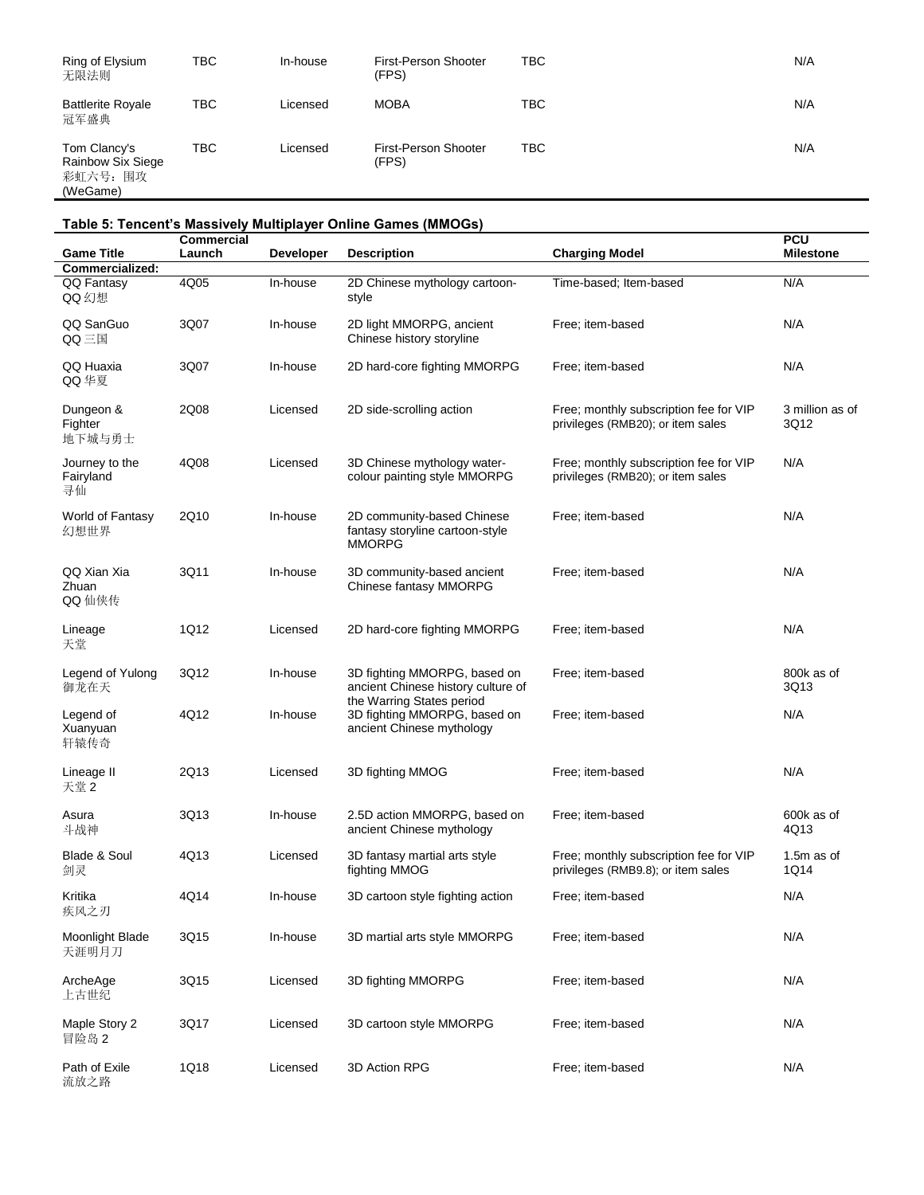| Ring of Elysium 无限法则 | TBC | In-house | First-Person Shooter (FPS) | TBC | N/A |
|---|---|---|---|---|---|
| Battlerite Royale 冠军盛典 | TBC | Licensed | MOBA | TBC | N/A |
| Tom Clancy's Rainbow Six Siege 彩虹六号：围攻 (WeGame) | TBC | Licensed | First-Person Shooter (FPS) | TBC | N/A |

**Table 5: Tencent's Massively Multiplayer Online Games (MMOGs)**

| Game Title | Commercial Launch | Developer | Description | Charging Model | PCU Milestone |
|---|---|---|---|---|---|
| **Commercialized:** | | | | | |
| QQ Fantasy QQ 幻想 | 4Q05 | In-house | 2D Chinese mythology cartoon-style | Time-based; Item-based | N/A |
| QQ SanGuo QQ 三国 | 3Q07 | In-house | 2D light MMORPG, ancient Chinese history storyline | Free; item-based | N/A |
| QQ Huaxia QQ 华夏 | 3Q07 | In-house | 2D hard-core fighting MMORPG | Free; item-based | N/A |
| Dungeon & Fighter 地下城与勇士 | 2Q08 | Licensed | 2D side-scrolling action | Free; monthly subscription fee for VIP privileges (RMB20); or item sales | 3 million as of 3Q12 |
| Journey to the Fairyland 寻仙 | 4Q08 | Licensed | 3D Chinese mythology water-colour painting style MMORPG | Free; monthly subscription fee for VIP privileges (RMB20); or item sales | N/A |
| World of Fantasy 幻想世界 | 2Q10 | In-house | 2D community-based Chinese fantasy storyline cartoon-style MMORPG | Free; item-based | N/A |
| QQ Xian Xia Zhuan QQ 仙侠传 | 3Q11 | In-house | 3D community-based ancient Chinese fantasy MMORPG | Free; item-based | N/A |
| Lineage 天堂 | 1Q12 | Licensed | 2D hard-core fighting MMORPG | Free; item-based | N/A |
| Legend of Yulong 御龙在天 | 3Q12 | In-house | 3D fighting MMORPG, based on ancient Chinese history culture of the Warring States period | Free; item-based | 800k as of 3Q13 |
| Legend of Xuanyuan 轩辕传奇 | 4Q12 | In-house | 3D fighting MMORPG, based on ancient Chinese mythology | Free; item-based | N/A |
| Lineage II 天堂 2 | 2Q13 | Licensed | 3D fighting MMOG | Free; item-based | N/A |
| Asura 斗战神 | 3Q13 | In-house | 2.5D action MMORPG, based on ancient Chinese mythology | Free; item-based | 600k as of 4Q13 |
| Blade & Soul 剑灵 | 4Q13 | Licensed | 3D fantasy martial arts style fighting MMOG | Free; monthly subscription fee for VIP privileges (RMB9.8); or item sales | 1.5m as of 1Q14 |
| Kritika 疾风之刃 | 4Q14 | In-house | 3D cartoon style fighting action | Free; item-based | N/A |
| Moonlight Blade 天涯明月刀 | 3Q15 | In-house | 3D martial arts style MMORPG | Free; item-based | N/A |
| ArcheAge 上古世纪 | 3Q15 | Licensed | 3D fighting MMORPG | Free; item-based | N/A |
| Maple Story 2 冒险岛 2 | 3Q17 | Licensed | 3D cartoon style MMORPG | Free; item-based | N/A |
| Path of Exile 流放之路 | 1Q18 | Licensed | 3D Action RPG | Free; item-based | N/A |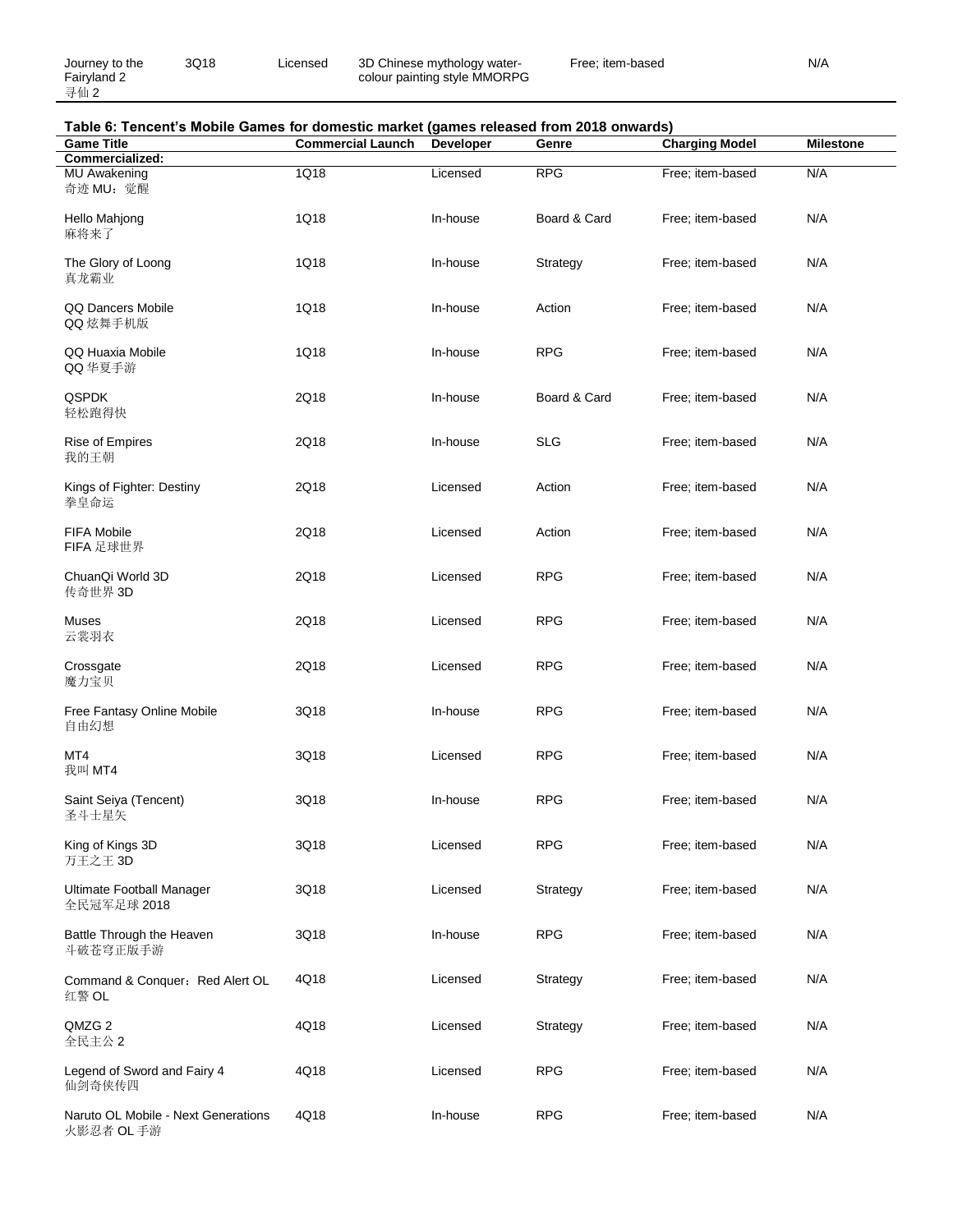| Journey to the Fairyland 2 寻仙 2 | 3Q18 | Licensed | 3D Chinese mythology water-colour painting style MMORPG | Free; item-based | N/A |
|---|---|---|---|---|---|

**Table 6: Tencent's Mobile Games for domestic market (games released from 2018 onwards)**

| Game Title | Commercial Launch | Developer | Genre | Charging Model | Milestone |
|---|---|---|---|---|---|
| **Commercialized:** | | | | | |
| MU Awakening 奇迹 MU：觉醒 | 1Q18 | Licensed | RPG | Free; item-based | N/A |
| Hello Mahjong 麻将来了 | 1Q18 | In-house | Board & Card | Free; item-based | N/A |
| The Glory of Loong 真龙霸业 | 1Q18 | In-house | Strategy | Free; item-based | N/A |
| QQ Dancers Mobile QQ 炫舞手机版 | 1Q18 | In-house | Action | Free; item-based | N/A |
| QQ Huaxia Mobile QQ 华夏手游 | 1Q18 | In-house | RPG | Free; item-based | N/A |
| QSPDK 轻松跑得快 | 2Q18 | In-house | Board & Card | Free; item-based | N/A |
| Rise of Empires 我的王朝 | 2Q18 | In-house | SLG | Free; item-based | N/A |
| Kings of Fighter: Destiny 拳皇命运 | 2Q18 | Licensed | Action | Free; item-based | N/A |
| FIFA Mobile FIFA 足球世界 | 2Q18 | Licensed | Action | Free; item-based | N/A |
| ChuanQi World 3D 传奇世界 3D | 2Q18 | Licensed | RPG | Free; item-based | N/A |
| Muses 云裳羽衣 | 2Q18 | Licensed | RPG | Free; item-based | N/A |
| Crossgate 魔力宝贝 | 2Q18 | Licensed | RPG | Free; item-based | N/A |
| Free Fantasy Online Mobile 自由幻想 | 3Q18 | In-house | RPG | Free; item-based | N/A |
| MT4 我叫 MT4 | 3Q18 | Licensed | RPG | Free; item-based | N/A |
| Saint Seiya (Tencent) 圣斗士星矢 | 3Q18 | In-house | RPG | Free; item-based | N/A |
| King of Kings 3D 万王之王 3D | 3Q18 | Licensed | RPG | Free; item-based | N/A |
| Ultimate Football Manager 全民冠军足球 2018 | 3Q18 | Licensed | Strategy | Free; item-based | N/A |
| Battle Through the Heaven 斗破苍穹正版手游 | 3Q18 | In-house | RPG | Free; item-based | N/A |
| Command & Conquer：Red Alert OL 红警 OL | 4Q18 | Licensed | Strategy | Free; item-based | N/A |
| QMZG 2 全民主公 2 | 4Q18 | Licensed | Strategy | Free; item-based | N/A |
| Legend of Sword and Fairy 4 仙剑奇侠传四 | 4Q18 | Licensed | RPG | Free; item-based | N/A |
| Naruto OL Mobile - Next Generations 火影忍者 OL 手游 | 4Q18 | In-house | RPG | Free; item-based | N/A |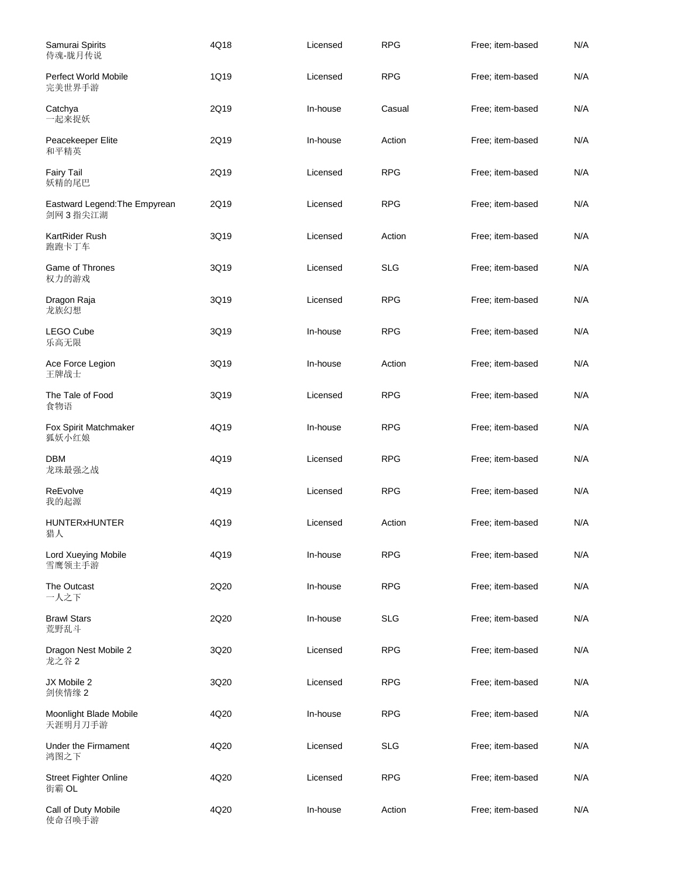| | | | | | |
|---|---|---|---|---|---|
| Samurai Spirits<br>侍魂-胧月传说 | 4Q18 | Licensed | RPG | Free; item-based | N/A |
| Perfect World Mobile<br>完美世界手游 | 1Q19 | Licensed | RPG | Free; item-based | N/A |
| Catchya<br>一起来捉妖 | 2Q19 | In-house | Casual | Free; item-based | N/A |
| Peacekeeper Elite<br>和平精英 | 2Q19 | In-house | Action | Free; item-based | N/A |
| Fairy Tail<br>妖精的尾巴 | 2Q19 | Licensed | RPG | Free; item-based | N/A |
| Eastward Legend:The Empyrean<br>剑网 3 指尖江湖 | 2Q19 | Licensed | RPG | Free; item-based | N/A |
| KartRider Rush<br>跑跑卡丁车 | 3Q19 | Licensed | Action | Free; item-based | N/A |
| Game of Thrones<br>权力的游戏 | 3Q19 | Licensed | SLG | Free; item-based | N/A |
| Dragon Raja<br>龙族幻想 | 3Q19 | Licensed | RPG | Free; item-based | N/A |
| LEGO Cube<br>乐高无限 | 3Q19 | In-house | RPG | Free; item-based | N/A |
| Ace Force Legion<br>王牌战士 | 3Q19 | In-house | Action | Free; item-based | N/A |
| The Tale of Food<br>食物语 | 3Q19 | Licensed | RPG | Free; item-based | N/A |
| Fox Spirit Matchmaker<br>狐妖小红娘 | 4Q19 | In-house | RPG | Free; item-based | N/A |
| DBM<br>龙珠最强之战 | 4Q19 | Licensed | RPG | Free; item-based | N/A |
| ReEvolve<br>我的起源 | 4Q19 | Licensed | RPG | Free; item-based | N/A |
| HUNTERxHUNTER<br>猎人 | 4Q19 | Licensed | Action | Free; item-based | N/A |
| Lord Xueying Mobile<br>雪鹰领主手游 | 4Q19 | In-house | RPG | Free; item-based | N/A |
| The Outcast<br>一人之下 | 2Q20 | In-house | RPG | Free; item-based | N/A |
| Brawl Stars<br>荒野乱斗 | 2Q20 | In-house | SLG | Free; item-based | N/A |
| Dragon Nest Mobile 2<br>龙之谷 2 | 3Q20 | Licensed | RPG | Free; item-based | N/A |
| JX Mobile 2<br>剑侠情缘 2 | 3Q20 | Licensed | RPG | Free; item-based | N/A |
| Moonlight Blade Mobile<br>天涯明月刀手游 | 4Q20 | In-house | RPG | Free; item-based | N/A |
| Under the Firmament<br>鸿图之下 | 4Q20 | Licensed | SLG | Free; item-based | N/A |
| Street Fighter Online<br>街霸 OL | 4Q20 | Licensed | RPG | Free; item-based | N/A |
| Call of Duty Mobile<br>使命召唤手游 | 4Q20 | In-house | Action | Free; item-based | N/A |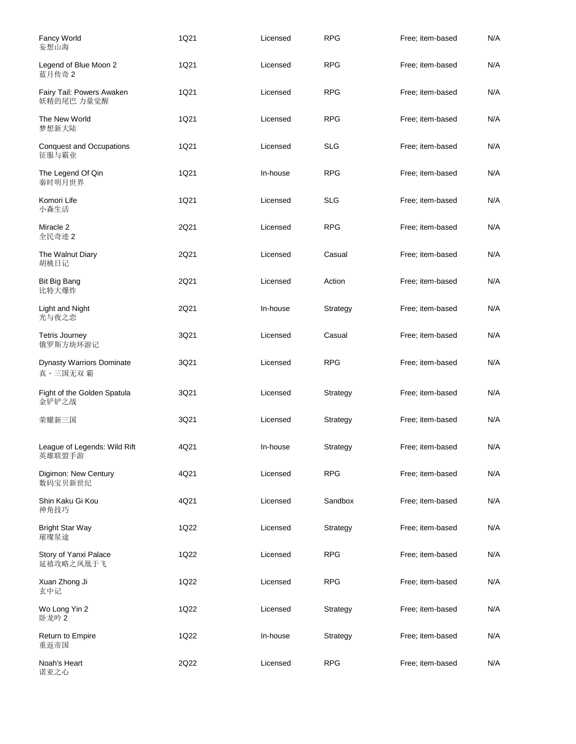| | | | | | |
|---|---|---|---|---|---|
| Fancy World<br>妄想山海 | 1Q21 | Licensed | RPG | Free; item-based | N/A |
| Legend of Blue Moon 2<br>蓝月传奇 2 | 1Q21 | Licensed | RPG | Free; item-based | N/A |
| Fairy Tail: Powers Awaken<br>妖精的尾巴 力量觉醒 | 1Q21 | Licensed | RPG | Free; item-based | N/A |
| The New World<br>梦想新大陆 | 1Q21 | Licensed | RPG | Free; item-based | N/A |
| Conquest and Occupations<br>征服与霸业 | 1Q21 | Licensed | SLG | Free; item-based | N/A |
| The Legend Of Qin<br>秦时明月世界 | 1Q21 | In-house | RPG | Free; item-based | N/A |
| Komori Life<br>小森生活 | 1Q21 | Licensed | SLG | Free; item-based | N/A |
| Miracle 2<br>全民奇迹 2 | 2Q21 | Licensed | RPG | Free; item-based | N/A |
| The Walnut Diary<br>胡桃日记 | 2Q21 | Licensed | Casual | Free; item-based | N/A |
| Bit Big Bang<br>比特大爆炸 | 2Q21 | Licensed | Action | Free; item-based | N/A |
| Light and Night<br>光与夜之恋 | 2Q21 | In-house | Strategy | Free; item-based | N/A |
| Tetris Journey<br>俄罗斯方块环游记 | 3Q21 | Licensed | Casual | Free; item-based | N/A |
| Dynasty Warriors Dominate<br>真・三国无双 霸 | 3Q21 | Licensed | RPG | Free; item-based | N/A |
| Fight of the Golden Spatula<br>金铲铲之战 | 3Q21 | Licensed | Strategy | Free; item-based | N/A |
| 荣耀新三国 | 3Q21 | Licensed | Strategy | Free; item-based | N/A |
| League of Legends: Wild Rift<br>英雄联盟手游 | 4Q21 | In-house | Strategy | Free; item-based | N/A |
| Digimon: New Century<br>数码宝贝新世纪 | 4Q21 | Licensed | RPG | Free; item-based | N/A |
| Shin Kaku Gi Kou<br>神角技巧 | 4Q21 | Licensed | Sandbox | Free; item-based | N/A |
| Bright Star Way<br>璀璨星途 | 1Q22 | Licensed | Strategy | Free; item-based | N/A |
| Story of Yanxi Palace<br>延禧攻略之凤凰于飞 | 1Q22 | Licensed | RPG | Free; item-based | N/A |
| Xuan Zhong Ji<br>玄中记 | 1Q22 | Licensed | RPG | Free; item-based | N/A |
| Wo Long Yin 2<br>卧龙吟 2 | 1Q22 | Licensed | Strategy | Free; item-based | N/A |
| Return to Empire<br>重返帝国 | 1Q22 | In-house | Strategy | Free; item-based | N/A |
| Noah's Heart<br>诺亚之心 | 2Q22 | Licensed | RPG | Free; item-based | N/A |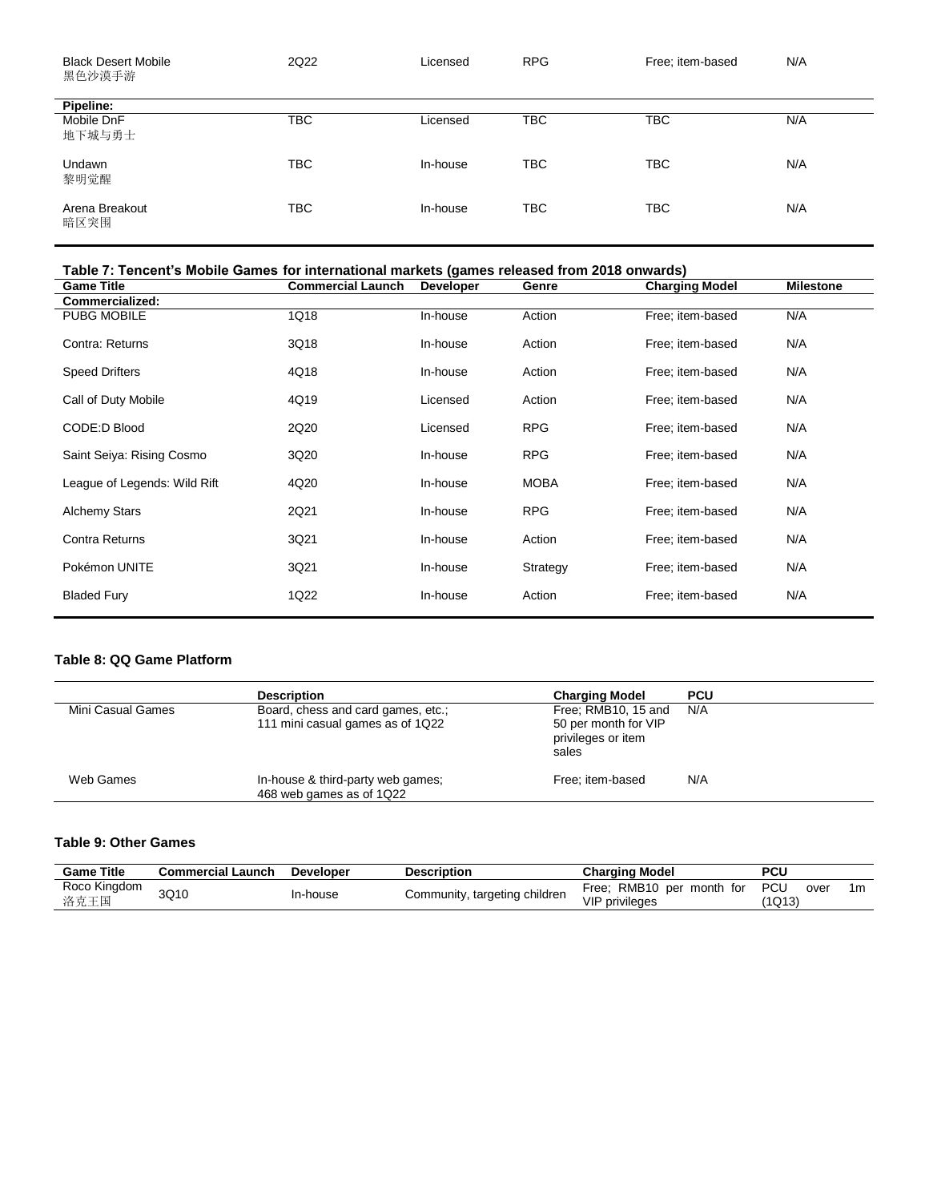| | | | | | |
|---|---|---|---|---|---|
| Black Desert Mobile 黑色沙漠手游 | 2Q22 | Licensed | RPG | Free; item-based | N/A |
| **Pipeline:** | | | | | |
| Mobile DnF 地下城与勇士 | TBC | Licensed | TBC | TBC | N/A |
| Undawn 黎明觉醒 | TBC | In-house | TBC | TBC | N/A |
| Arena Breakout 暗区突围 | TBC | In-house | TBC | TBC | N/A |

**Table 7: Tencent's Mobile Games for international markets (games released from 2018 onwards)**

| Game Title | Commercial Launch | Developer | Genre | Charging Model | Milestone |
|---|---|---|---|---|---|
| **Commercialized:** | | | | | |
| PUBG MOBILE | 1Q18 | In-house | Action | Free; item-based | N/A |
| Contra: Returns | 3Q18 | In-house | Action | Free; item-based | N/A |
| Speed Drifters | 4Q18 | In-house | Action | Free; item-based | N/A |
| Call of Duty Mobile | 4Q19 | Licensed | Action | Free; item-based | N/A |
| CODE:D Blood | 2Q20 | Licensed | RPG | Free; item-based | N/A |
| Saint Seiya: Rising Cosmo | 3Q20 | In-house | RPG | Free; item-based | N/A |
| League of Legends: Wild Rift | 4Q20 | In-house | MOBA | Free; item-based | N/A |
| Alchemy Stars | 2Q21 | In-house | RPG | Free; item-based | N/A |
| Contra Returns | 3Q21 | In-house | Action | Free; item-based | N/A |
| Pokémon UNITE | 3Q21 | In-house | Strategy | Free; item-based | N/A |
| Bladed Fury | 1Q22 | In-house | Action | Free; item-based | N/A |

**Table 8: QQ Game Platform**

| | Description | Charging Model | PCU |
|---|---|---|---|
| Mini Casual Games | Board, chess and card games, etc.; 111 mini casual games as of 1Q22 | Free; RMB10, 15 and 50 per month for VIP privileges or item sales | N/A |
| Web Games | In-house & third-party web games; 468 web games as of 1Q22 | Free; item-based | N/A |

**Table 9: Other Games**

| Game Title | Commercial Launch | Developer | Description | Charging Model | PCU |
|---|---|---|---|---|---|
| Roco Kingdom 洛克王国 | 3Q10 | In-house | Community, targeting children | Free; RMB10 per month for VIP privileges | PCU over 1m (1Q13) |